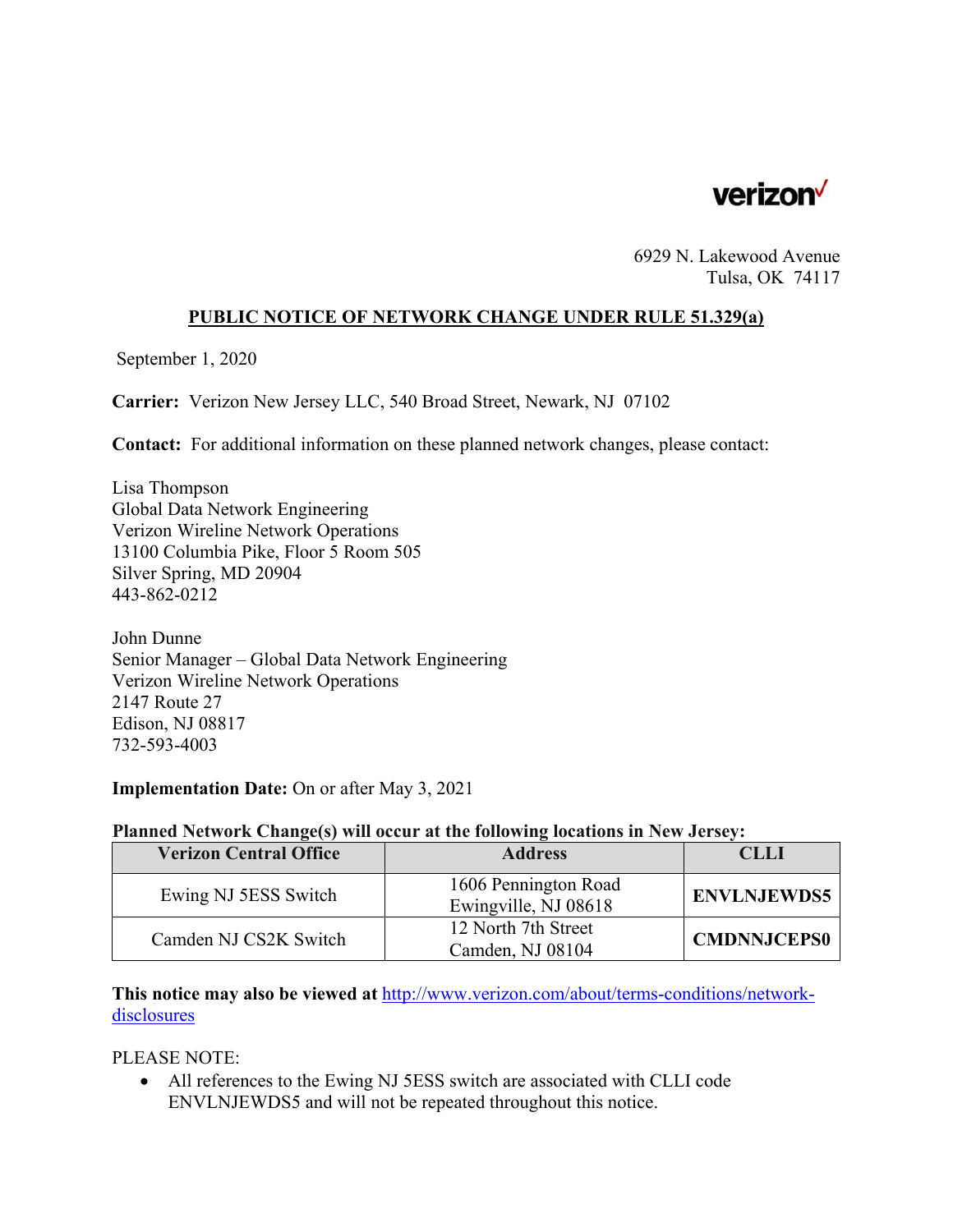verizon

6929 N. Lakewood Avenue
Tulsa, OK 74117

## PUBLIC NOTICE OF NETWORK CHANGE UNDER RULE 51.329(a)

September 1, 2020

**Carrier:** Verizon New Jersey LLC, 540 Broad Street, Newark, NJ 07102

**Contact:** For additional information on these planned network changes, please contact:

Lisa Thompson
Global Data Network Engineering
Verizon Wireline Network Operations
13100 Columbia Pike, Floor 5 Room 505
Silver Spring, MD 20904
443-862-0212

John Dunne
Senior Manager – Global Data Network Engineering
Verizon Wireline Network Operations
2147 Route 27
Edison, NJ 08817
732-593-4003

**Implementation Date:** On or after May 3, 2021

**Planned Network Change(s) will occur at the following locations in New Jersey:**

| Verizon Central Office | Address | CLLI |
|---|---|---|
| Ewing NJ 5ESS Switch | 1606 Pennington Road Ewingville, NJ 08618 | **ENVLNJEWDS5** |
| Camden NJ CS2K Switch | 12 North 7th Street Camden, NJ 08104 | **CMDNNJCEPS0** |

**This notice may also be viewed at** http://www.verizon.com/about/terms-conditions/network-disclosures

PLEASE NOTE:

- All references to the Ewing NJ 5ESS switch are associated with CLLI code ENVLNJEWDS5 and will not be repeated throughout this notice.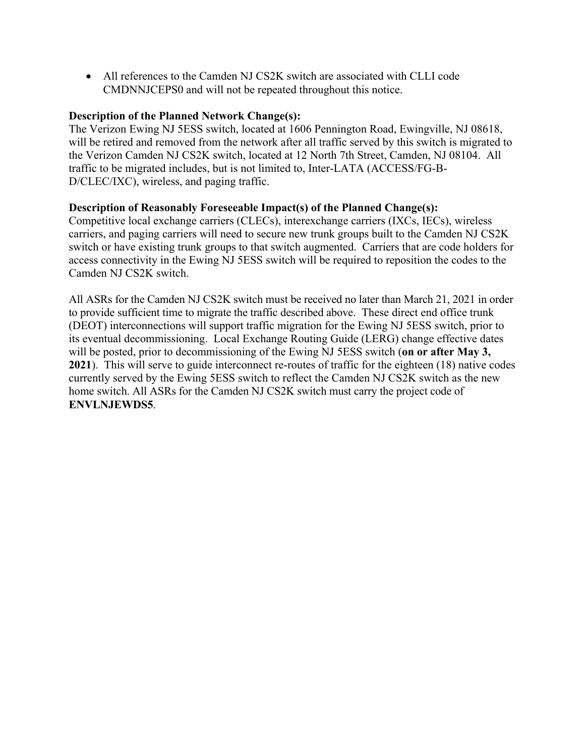- All references to the Camden NJ CS2K switch are associated with CLLI code CMDNNJCEPS0 and will not be repeated throughout this notice.

**Description of the Planned Network Change(s):**
The Verizon Ewing NJ 5ESS switch, located at 1606 Pennington Road, Ewingville, NJ 08618, will be retired and removed from the network after all traffic served by this switch is migrated to the Verizon Camden NJ CS2K switch, located at 12 North 7th Street, Camden, NJ 08104. All traffic to be migrated includes, but is not limited to, Inter-LATA (ACCESS/FG-B-D/CLEC/IXC), wireless, and paging traffic.

**Description of Reasonably Foreseeable Impact(s) of the Planned Change(s):**
Competitive local exchange carriers (CLECs), interexchange carriers (IXCs, IECs), wireless carriers, and paging carriers will need to secure new trunk groups built to the Camden NJ CS2K switch or have existing trunk groups to that switch augmented. Carriers that are code holders for access connectivity in the Ewing NJ 5ESS switch will be required to reposition the codes to the Camden NJ CS2K switch.

All ASRs for the Camden NJ CS2K switch must be received no later than March 21, 2021 in order to provide sufficient time to migrate the traffic described above. These direct end office trunk (DEOT) interconnections will support traffic migration for the Ewing NJ 5ESS switch, prior to its eventual decommissioning. Local Exchange Routing Guide (LERG) change effective dates will be posted, prior to decommissioning of the Ewing NJ 5ESS switch (**on or after May 3, 2021**). This will serve to guide interconnect re-routes of traffic for the eighteen (18) native codes currently served by the Ewing 5ESS switch to reflect the Camden NJ CS2K switch as the new home switch. All ASRs for the Camden NJ CS2K switch must carry the project code of **ENVLNJEWDS5**.